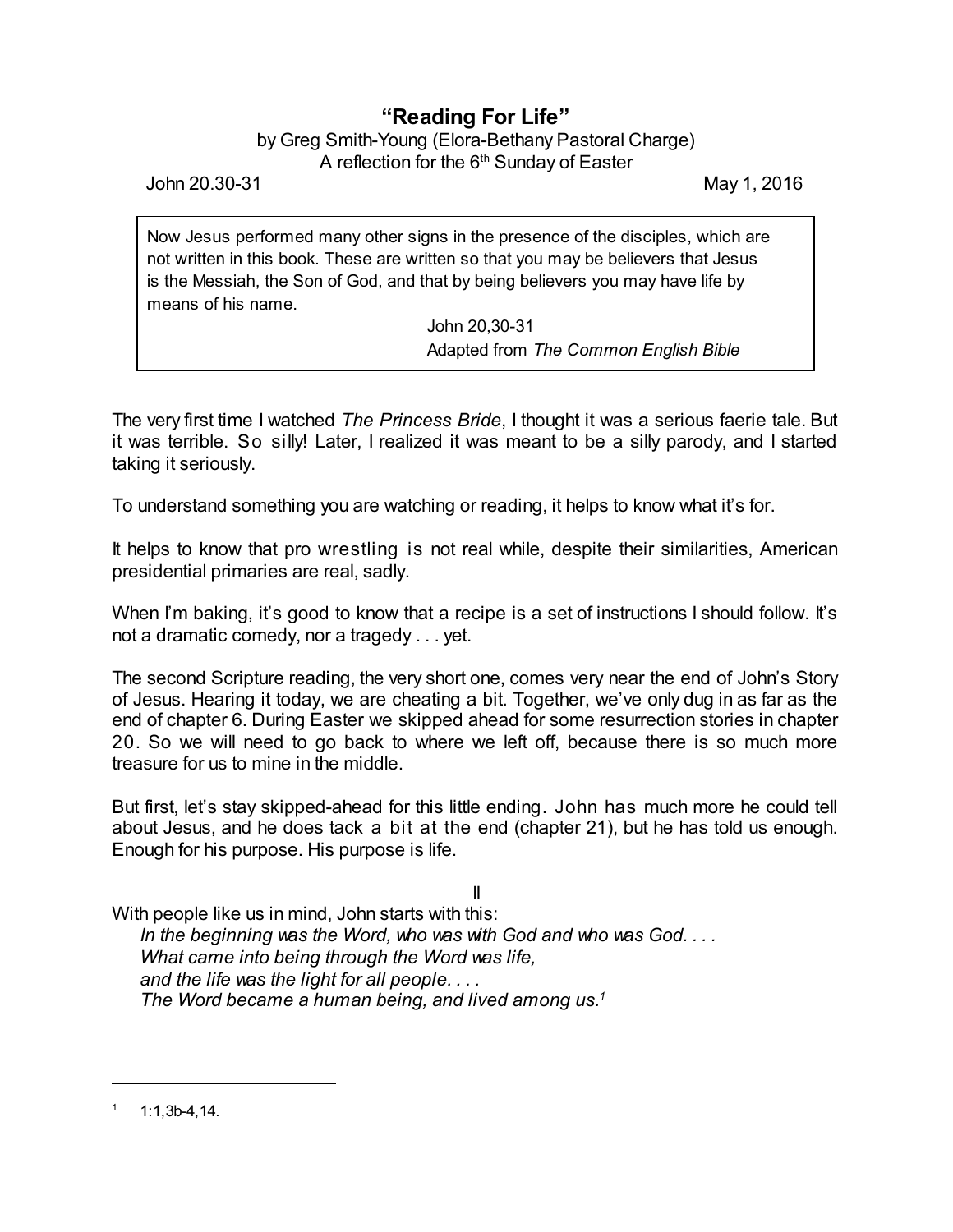# "Reading For Life"

by Greg Smith-Young (Elora-Bethany Pastoral Charge)
A reflection for the 6th Sunday of Easter

John 20.30-31 May 1, 2016

> Now Jesus performed many other signs in the presence of the disciples, which are not written in this book. These are written so that you may be believers that Jesus is the Messiah, the Son of God, and that by being believers you may have life by means of his name.
>
> John 20,30-31
> Adapted from *The Common English Bible*

The very first time I watched *The Princess Bride*, I thought it was a serious faerie tale. But it was terrible. So silly! Later, I realized it was meant to be a silly parody, and I started taking it seriously.

To understand something you are watching or reading, it helps to know what it's for.

It helps to know that pro wrestling is not real while, despite their similarities, American presidential primaries are real, sadly.

When I'm baking, it's good to know that a recipe is a set of instructions I should follow. It's not a dramatic comedy, nor a tragedy . . . yet.

The second Scripture reading, the very short one, comes very near the end of John's Story of Jesus. Hearing it today, we are cheating a bit. Together, we've only dug in as far as the end of chapter 6. During Easter we skipped ahead for some resurrection stories in chapter 20. So we will need to go back to where we left off, because there is so much more treasure for us to mine in the middle.

But first, let's stay skipped-ahead for this little ending. John has much more he could tell about Jesus, and he does tack a bit at the end (chapter 21), but he has told us enough. Enough for his purpose. His purpose is life.

II

With people like us in mind, John starts with this:

> *In the beginning was the Word, who was with God and who was God. . . .*
> *What came into being through the Word was life,*
> *and the life was the light for all people. . . .*
> *The Word became a human being, and lived among us.*[1]

---

[1] 1:1,3b-4,14.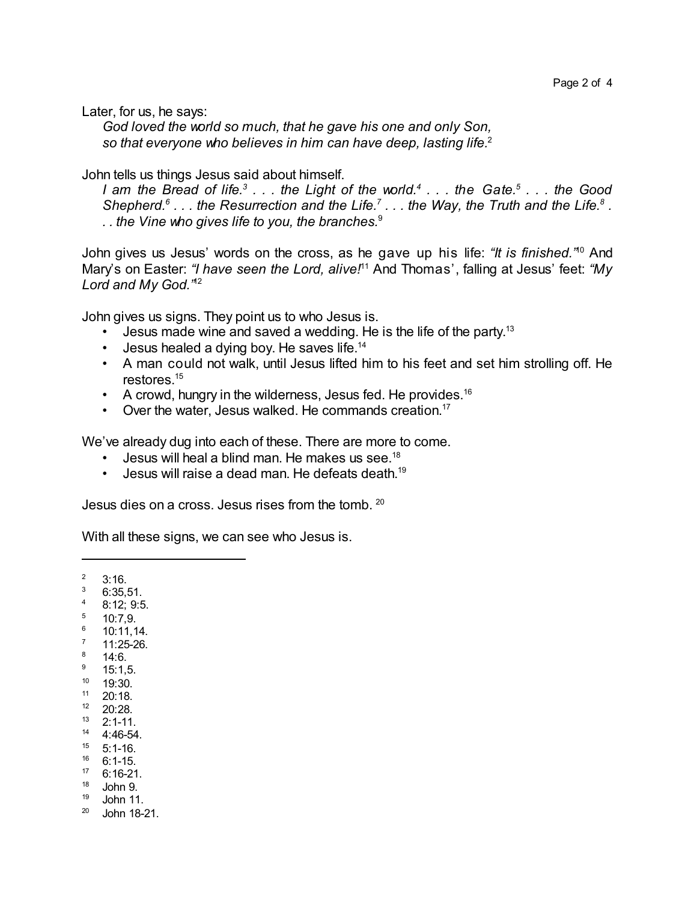Later, for us, he says:

> *God loved the world so much, that he gave his one and only Son,*
> *so that everyone who believes in him can have deep, lasting life.*[2]

John tells us things Jesus said about himself.

> *I am the Bread of life.*[3] *. . . the Light of the world.*[4] *. . . the Gate.*[5] *. . . the Good Shepherd.*[6] *. . . the Resurrection and the Life.*[7] *. . . the Way, the Truth and the Life.*[8] *. . . the Vine who gives life to you, the branches.*[9]

John gives us Jesus' words on the cross, as he gave up his life: *"It is finished."*[10] And Mary's on Easter: *"I have seen the Lord, alive!*[11] And Thomas', falling at Jesus' feet: *"My Lord and My God."*[12]

John gives us signs. They point us to who Jesus is.

- Jesus made wine and saved a wedding. He is the life of the party.[13]
- Jesus healed a dying boy. He saves life.[14]
- A man could not walk, until Jesus lifted him to his feet and set him strolling off. He restores.[15]
- A crowd, hungry in the wilderness, Jesus fed. He provides.[16]
- Over the water, Jesus walked. He commands creation.[17]

We've already dug into each of these. There are more to come.

- Jesus will heal a blind man. He makes us see.[18]
- Jesus will raise a dead man. He defeats death.[19]

Jesus dies on a cross. Jesus rises from the tomb. [20]

With all these signs, we can see who Jesus is.

---

[2] 3:16.
[3] 6:35,51.
[4] 8:12; 9:5.
[5] 10:7,9.
[6] 10:11,14.
[7] 11:25-26.
[8] 14:6.
[9] 15:1,5.
[10] 19:30.
[11] 20:18.
[12] 20:28.
[13] 2:1-11.
[14] 4:46-54.
[15] 5:1-16.
[16] 6:1-15.
[17] 6:16-21.
[18] John 9.
[19] John 11.
[20] John 18-21.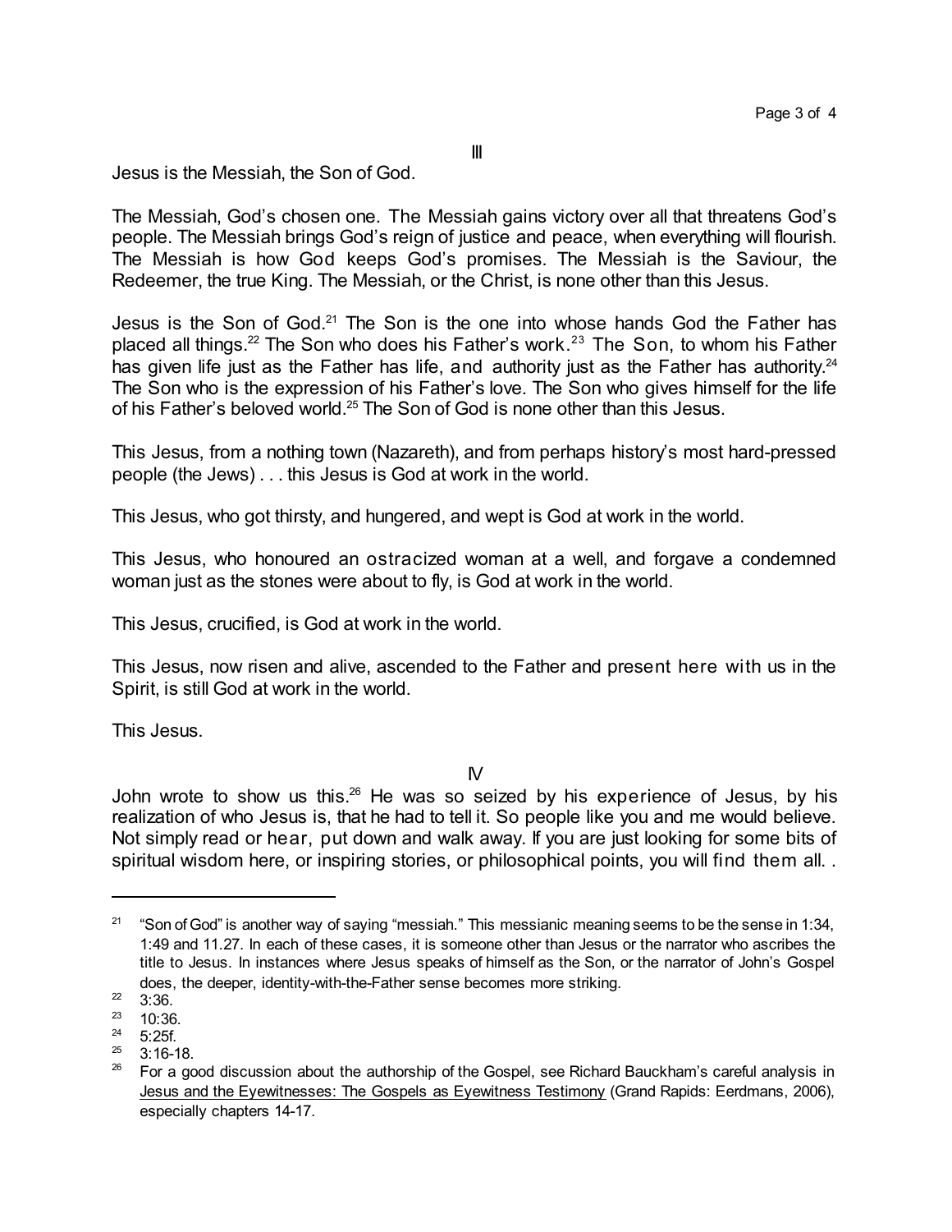### III

Jesus is the Messiah, the Son of God.

The Messiah, God's chosen one. The Messiah gains victory over all that threatens God's people. The Messiah brings God's reign of justice and peace, when everything will flourish. The Messiah is how God keeps God's promises. The Messiah is the Saviour, the Redeemer, the true King. The Messiah, or the Christ, is none other than this Jesus.

Jesus is the Son of God.[21] The Son is the one into whose hands God the Father has placed all things.[22] The Son who does his Father's work.[23] The Son, to whom his Father has given life just as the Father has life, and authority just as the Father has authority.[24] The Son who is the expression of his Father's love. The Son who gives himself for the life of his Father's beloved world.[25] The Son of God is none other than this Jesus.

This Jesus, from a nothing town (Nazareth), and from perhaps history's most hard-pressed people (the Jews) . . . this Jesus is God at work in the world.

This Jesus, who got thirsty, and hungered, and wept is God at work in the world.

This Jesus, who honoured an ostracized woman at a well, and forgave a condemned woman just as the stones were about to fly, is God at work in the world.

This Jesus, crucified, is God at work in the world.

This Jesus, now risen and alive, ascended to the Father and present here with us in the Spirit, is still God at work in the world.

This Jesus.

### IV

John wrote to show us this.[26] He was so seized by his experience of Jesus, by his realization of who Jesus is, that he had to tell it. So people like you and me would believe. Not simply read or hear, put down and walk away. If you are just looking for some bits of spiritual wisdom here, or inspiring stories, or philosophical points, you will find them all. .

---

[21] "Son of God" is another way of saying "messiah." This messianic meaning seems to be the sense in 1:34, 1:49 and 11.27. In each of these cases, it is someone other than Jesus or the narrator who ascribes the title to Jesus. In instances where Jesus speaks of himself as the Son, or the narrator of John's Gospel does, the deeper, identity-with-the-Father sense becomes more striking.

[22] 3:36.

[23] 10:36.

[24] 5:25f.

[25] 3:16-18.

[26] For a good discussion about the authorship of the Gospel, see Richard Bauckham's careful analysis in Jesus and the Eyewitnesses: The Gospels as Eyewitness Testimony (Grand Rapids: Eerdmans, 2006), especially chapters 14-17.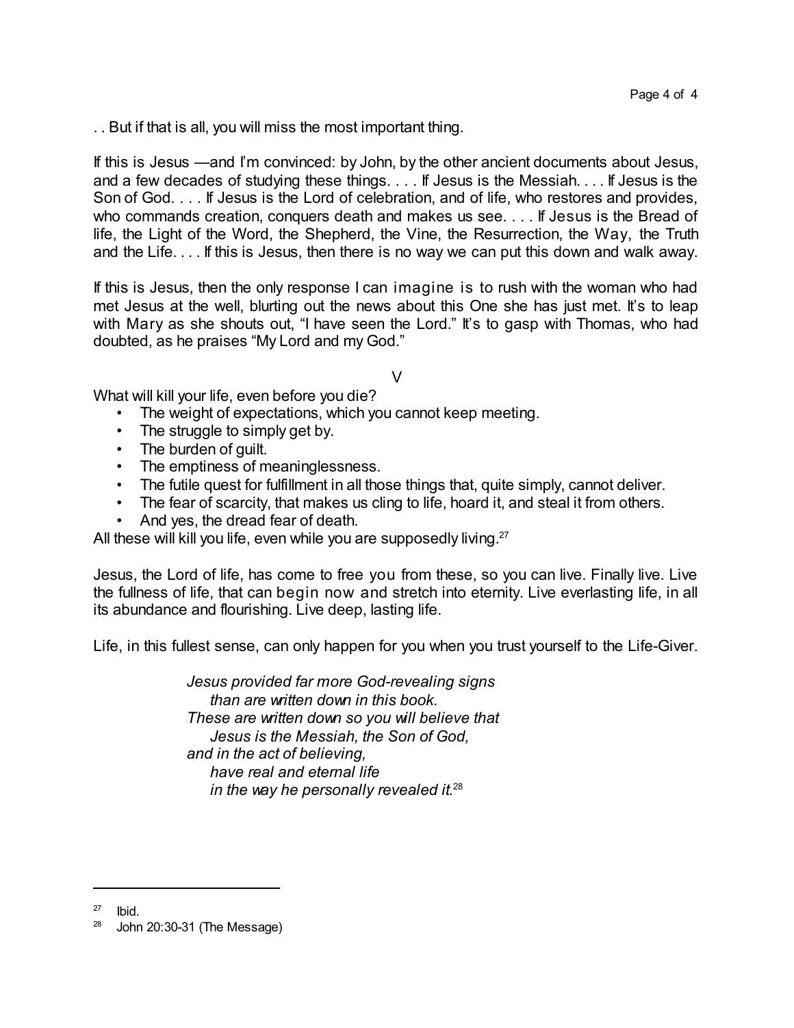. . But if that is all, you will miss the most important thing.

If this is Jesus —and I'm convinced: by John, by the other ancient documents about Jesus, and a few decades of studying these things. . . . If Jesus is the Messiah. . . . If Jesus is the Son of God. . . . If Jesus is the Lord of celebration, and of life, who restores and provides, who commands creation, conquers death and makes us see. . . . If Jesus is the Bread of life, the Light of the Word, the Shepherd, the Vine, the Resurrection, the Way, the Truth and the Life. . . . If this is Jesus, then there is no way we can put this down and walk away.

If this is Jesus, then the only response I can imagine is to rush with the woman who had met Jesus at the well, blurting out the news about this One she has just met. It's to leap with Mary as she shouts out, "I have seen the Lord." It's to gasp with Thomas, who had doubted, as he praises "My Lord and my God."

V

What will kill your life, even before you die?

- The weight of expectations, which you cannot keep meeting.
- The struggle to simply get by.
- The burden of guilt.
- The emptiness of meaninglessness.
- The futile quest for fulfillment in all those things that, quite simply, cannot deliver.
- The fear of scarcity, that makes us cling to life, hoard it, and steal it from others.
- And yes, the dread fear of death.

All these will kill you life, even while you are supposedly living.[27]

Jesus, the Lord of life, has come to free you from these, so you can live. Finally live. Live the fullness of life, that can begin now and stretch into eternity. Live everlasting life, in all its abundance and flourishing. Live deep, lasting life.

Life, in this fullest sense, can only happen for you when you trust yourself to the Life-Giver.

> *Jesus provided far more God-revealing signs*
> *than are written down in this book.*
> *These are written down so you will believe that*
> *Jesus is the Messiah, the Son of God,*
> *and in the act of believing,*
> *have real and eternal life*
> *in the way he personally revealed it.*[28]

---

[27] Ibid.

[28] John 20:30-31 (The Message)